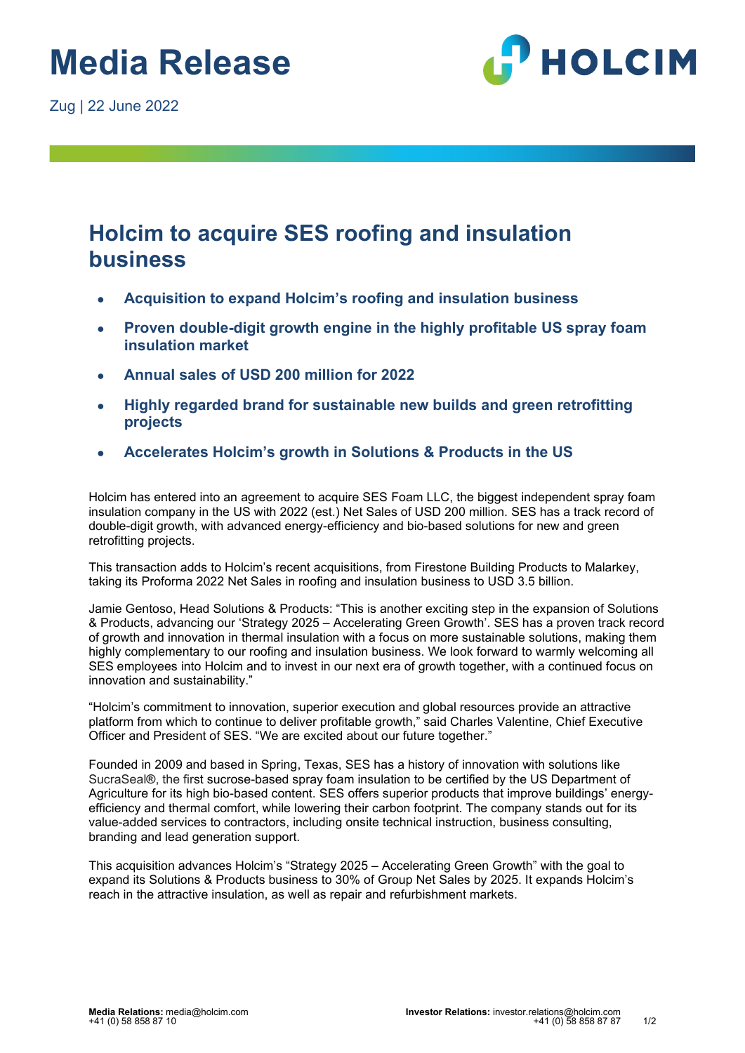# Media Release

Zug | 22 June 2022

## Holcim to acquire SES roofing and insulation business

- **Acquisition to expand Holcim's roofing and insulation business**
- **Proven double-digit growth engine in the highly profitable US spray foam insulation market**
- **Annual sales of USD 200 million for 2022**
- **Highly regarded brand for sustainable new builds and green retrofitting projects**
- **Accelerates Holcim's growth in Solutions & Products in the US**

Holcim has entered into an agreement to acquire SES Foam LLC, the biggest independent spray foam insulation company in the US with 2022 (est.) Net Sales of USD 200 million. SES has a track record of double-digit growth, with advanced energy-efficiency and bio-based solutions for new and green retrofitting projects.

This transaction adds to Holcim's recent acquisitions, from Firestone Building Products to Malarkey, taking its Proforma 2022 Net Sales in roofing and insulation business to USD 3.5 billion.

Jamie Gentoso, Head Solutions & Products: "This is another exciting step in the expansion of Solutions & Products, advancing our 'Strategy 2025 – Accelerating Green Growth'. SES has a proven track record of growth and innovation in thermal insulation with a focus on more sustainable solutions, making them highly complementary to our roofing and insulation business. We look forward to warmly welcoming all SES employees into Holcim and to invest in our next era of growth together, with a continued focus on innovation and sustainability."

"Holcim's commitment to innovation, superior execution and global resources provide an attractive platform from which to continue to deliver profitable growth," said Charles Valentine, Chief Executive Officer and President of SES. "We are excited about our future together."

Founded in 2009 and based in Spring, Texas, SES has a history of innovation with solutions like SucraSeal®, the first sucrose-based spray foam insulation to be certified by the US Department of Agriculture for its high bio-based content. SES offers superior products that improve buildings' energy-efficiency and thermal comfort, while lowering their carbon footprint. The company stands out for its value-added services to contractors, including onsite technical instruction, business consulting, branding and lead generation support.

This acquisition advances Holcim's "Strategy 2025 – Accelerating Green Growth" with the goal to expand its Solutions & Products business to 30% of Group Net Sales by 2025. It expands Holcim's reach in the attractive insulation, as well as repair and refurbishment markets.

**Media Relations:** media@holcim.com
+41 (0) 58 858 87 10

**Investor Relations:** investor.relations@holcim.com
+41 (0) 58 858 87 87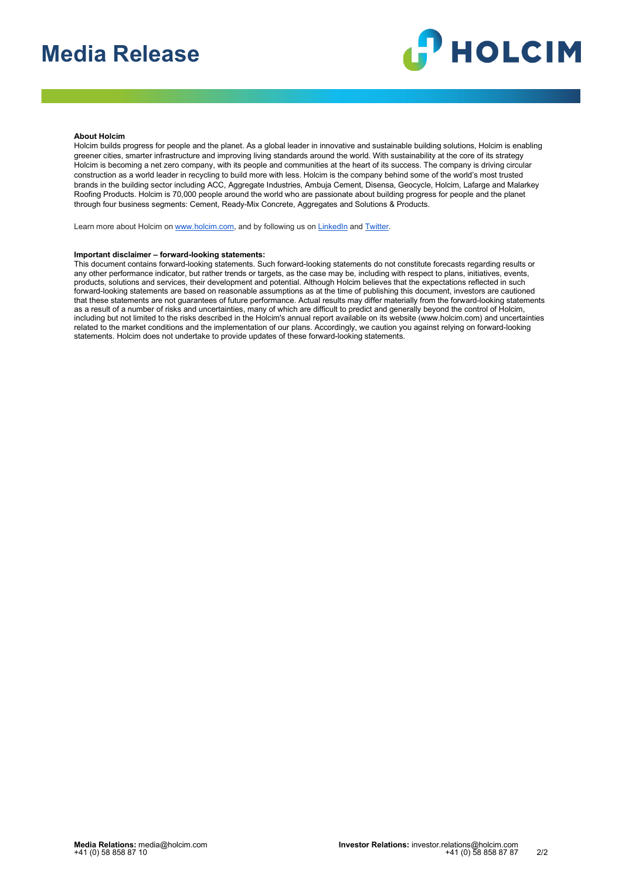**About Holcim**

Holcim builds progress for people and the planet. As a global leader in innovative and sustainable building solutions, Holcim is enabling greener cities, smarter infrastructure and improving living standards around the world. With sustainability at the core of its strategy Holcim is becoming a net zero company, with its people and communities at the heart of its success. The company is driving circular construction as a world leader in recycling to build more with less. Holcim is the company behind some of the world's most trusted brands in the building sector including ACC, Aggregate Industries, Ambuja Cement, Disensa, Geocycle, Holcim, Lafarge and Malarkey Roofing Products. Holcim is 70,000 people around the world who are passionate about building progress for people and the planet through four business segments: Cement, Ready-Mix Concrete, Aggregates and Solutions & Products.

Learn more about Holcim on www.holcim.com, and by following us on LinkedIn and Twitter.

**Important disclaimer – forward-looking statements:**

This document contains forward-looking statements. Such forward-looking statements do not constitute forecasts regarding results or any other performance indicator, but rather trends or targets, as the case may be, including with respect to plans, initiatives, events, products, solutions and services, their development and potential. Although Holcim believes that the expectations reflected in such forward-looking statements are based on reasonable assumptions as at the time of publishing this document, investors are cautioned that these statements are not guarantees of future performance. Actual results may differ materially from the forward-looking statements as a result of a number of risks and uncertainties, many of which are difficult to predict and generally beyond the control of Holcim, including but not limited to the risks described in the Holcim's annual report available on its website (www.holcim.com) and uncertainties related to the market conditions and the implementation of our plans. Accordingly, we caution you against relying on forward-looking statements. Holcim does not undertake to provide updates of these forward-looking statements.

**Media Relations:** media@holcim.com
+41 (0) 58 858 87 10

**Investor Relations:** investor.relations@holcim.com
+41 (0) 58 858 87 87